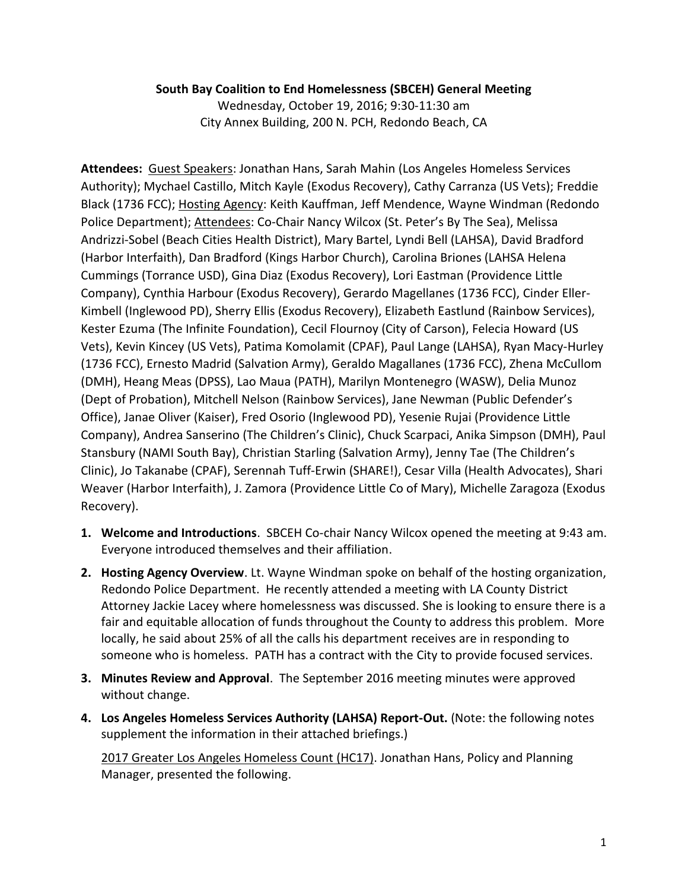**South Bay Coalition to End Homelessness (SBCEH) General Meeting**

Wednesday, October 19, 2016; 9:30-11:30 am

City Annex Building, 200 N. PCH, Redondo Beach, CA

**Attendees:** Guest Speakers: Jonathan Hans, Sarah Mahin (Los Angeles Homeless Services Authority); Mychael Castillo, Mitch Kayle (Exodus Recovery), Cathy Carranza (US Vets); Freddie Black (1736 FCC); Hosting Agency: Keith Kauffman, Jeff Mendence, Wayne Windman (Redondo Police Department); Attendees: Co-Chair Nancy Wilcox (St. Peter's By The Sea), Melissa Andrizzi-Sobel (Beach Cities Health District), Mary Bartel, Lyndi Bell (LAHSA), David Bradford (Harbor Interfaith), Dan Bradford (Kings Harbor Church), Carolina Briones (LAHSA Helena Cummings (Torrance USD), Gina Diaz (Exodus Recovery), Lori Eastman (Providence Little Company), Cynthia Harbour (Exodus Recovery), Gerardo Magellanes (1736 FCC), Cinder Eller-Kimbell (Inglewood PD), Sherry Ellis (Exodus Recovery), Elizabeth Eastlund (Rainbow Services), Kester Ezuma (The Infinite Foundation), Cecil Flournoy (City of Carson), Felecia Howard (US Vets), Kevin Kincey (US Vets), Patima Komolamit (CPAF), Paul Lange (LAHSA), Ryan Macy-Hurley (1736 FCC), Ernesto Madrid (Salvation Army), Geraldo Magallanes (1736 FCC), Zhena McCullom (DMH), Heang Meas (DPSS), Lao Maua (PATH), Marilyn Montenegro (WASW), Delia Munoz (Dept of Probation), Mitchell Nelson (Rainbow Services), Jane Newman (Public Defender's Office), Janae Oliver (Kaiser), Fred Osorio (Inglewood PD), Yesenie Rujai (Providence Little Company), Andrea Sanserino (The Children's Clinic), Chuck Scarpaci, Anika Simpson (DMH), Paul Stansbury (NAMI South Bay), Christian Starling (Salvation Army), Jenny Tae (The Children's Clinic), Jo Takanabe (CPAF), Serennah Tuff-Erwin (SHARE!), Cesar Villa (Health Advocates), Shari Weaver (Harbor Interfaith), J. Zamora (Providence Little Co of Mary), Michelle Zaragoza (Exodus Recovery).

1. **Welcome and Introductions**. SBCEH Co-chair Nancy Wilcox opened the meeting at 9:43 am. Everyone introduced themselves and their affiliation.

2. **Hosting Agency Overview**. Lt. Wayne Windman spoke on behalf of the hosting organization, Redondo Police Department. He recently attended a meeting with LA County District Attorney Jackie Lacey where homelessness was discussed. She is looking to ensure there is a fair and equitable allocation of funds throughout the County to address this problem. More locally, he said about 25% of all the calls his department receives are in responding to someone who is homeless. PATH has a contract with the City to provide focused services.

3. **Minutes Review and Approval**. The September 2016 meeting minutes were approved without change.

4. **Los Angeles Homeless Services Authority (LAHSA) Report-Out.** (Note: the following notes supplement the information in their attached briefings.)

   2017 Greater Los Angeles Homeless Count (HC17). Jonathan Hans, Policy and Planning Manager, presented the following.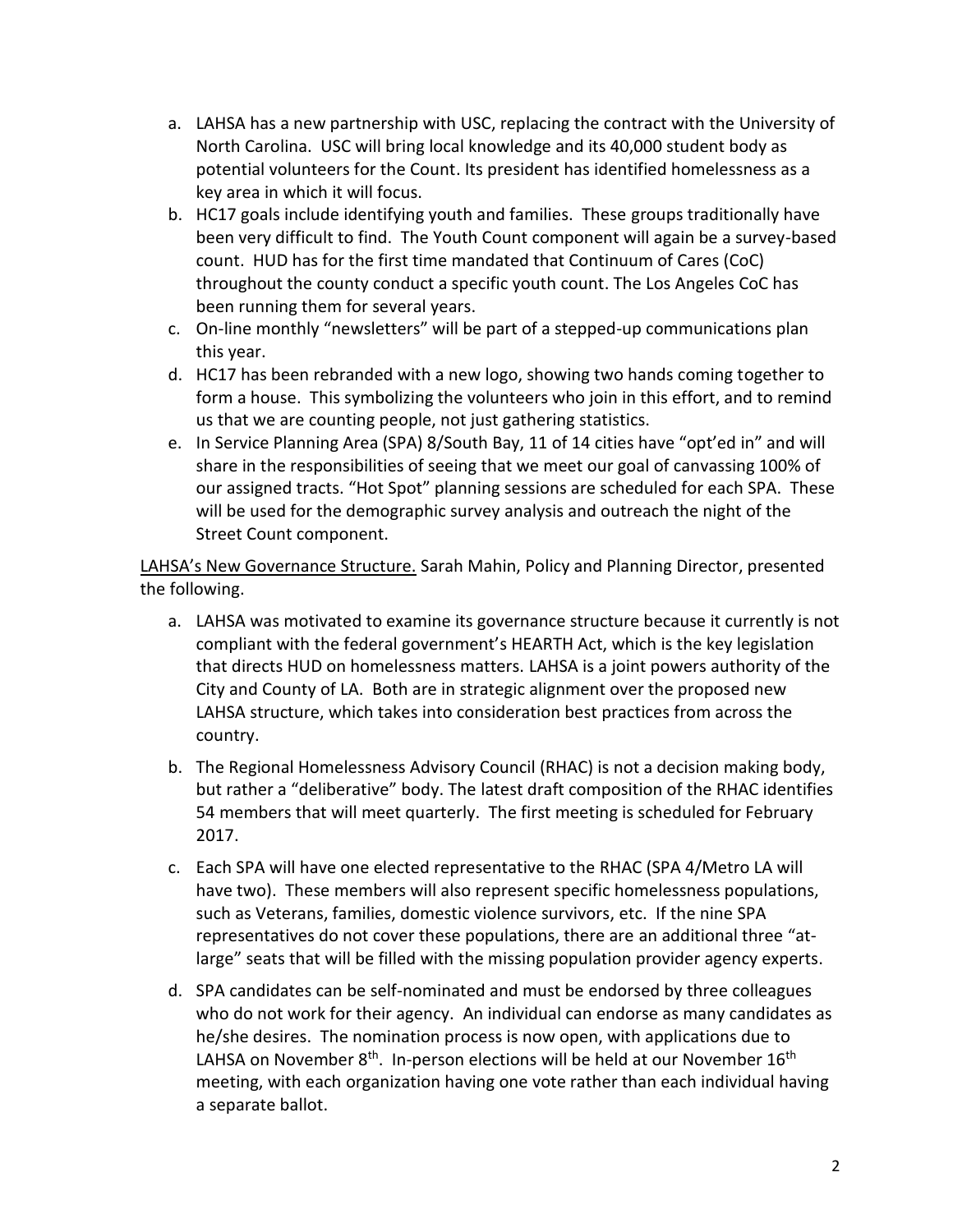a. LAHSA has a new partnership with USC, replacing the contract with the University of North Carolina. USC will bring local knowledge and its 40,000 student body as potential volunteers for the Count. Its president has identified homelessness as a key area in which it will focus.
b. HC17 goals include identifying youth and families. These groups traditionally have been very difficult to find. The Youth Count component will again be a survey-based count. HUD has for the first time mandated that Continuum of Cares (CoC) throughout the county conduct a specific youth count. The Los Angeles CoC has been running them for several years.
c. On-line monthly "newsletters" will be part of a stepped-up communications plan this year.
d. HC17 has been rebranded with a new logo, showing two hands coming together to form a house. This symbolizing the volunteers who join in this effort, and to remind us that we are counting people, not just gathering statistics.
e. In Service Planning Area (SPA) 8/South Bay, 11 of 14 cities have "opt'ed in" and will share in the responsibilities of seeing that we meet our goal of canvassing 100% of our assigned tracts. "Hot Spot" planning sessions are scheduled for each SPA. These will be used for the demographic survey analysis and outreach the night of the Street Count component.

<u>LAHSA's New Governance Structure.</u> Sarah Mahin, Policy and Planning Director, presented the following.

a. LAHSA was motivated to examine its governance structure because it currently is not compliant with the federal government's HEARTH Act, which is the key legislation that directs HUD on homelessness matters. LAHSA is a joint powers authority of the City and County of LA. Both are in strategic alignment over the proposed new LAHSA structure, which takes into consideration best practices from across the country.
b. The Regional Homelessness Advisory Council (RHAC) is not a decision making body, but rather a "deliberative" body. The latest draft composition of the RHAC identifies 54 members that will meet quarterly. The first meeting is scheduled for February 2017.
c. Each SPA will have one elected representative to the RHAC (SPA 4/Metro LA will have two). These members will also represent specific homelessness populations, such as Veterans, families, domestic violence survivors, etc. If the nine SPA representatives do not cover these populations, there are an additional three "at-large" seats that will be filled with the missing population provider agency experts.
d. SPA candidates can be self-nominated and must be endorsed by three colleagues who do not work for their agency. An individual can endorse as many candidates as he/she desires. The nomination process is now open, with applications due to LAHSA on November 8th. In-person elections will be held at our November 16th meeting, with each organization having one vote rather than each individual having a separate ballot.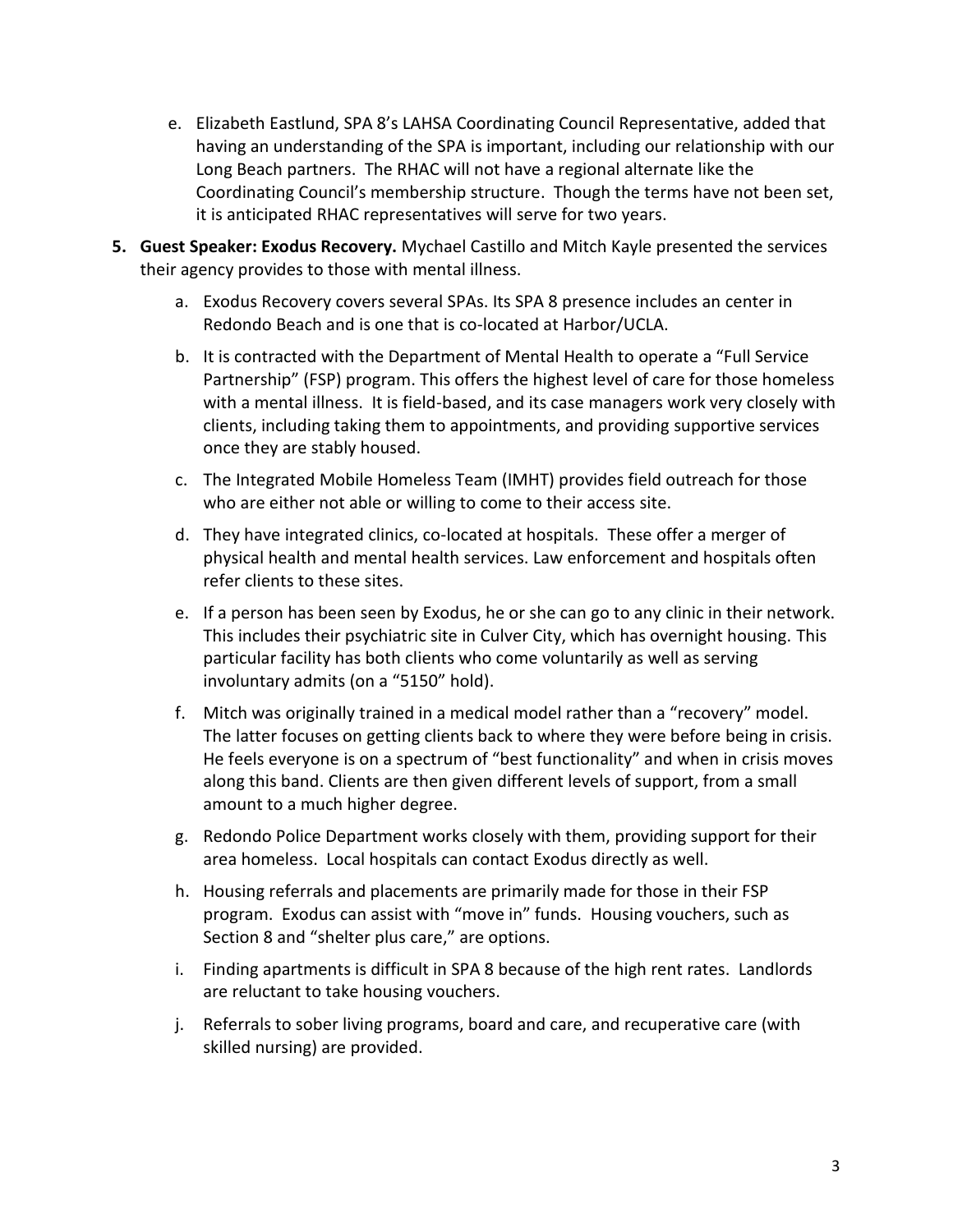e. Elizabeth Eastlund, SPA 8's LAHSA Coordinating Council Representative, added that having an understanding of the SPA is important, including our relationship with our Long Beach partners. The RHAC will not have a regional alternate like the Coordinating Council's membership structure. Though the terms have not been set, it is anticipated RHAC representatives will serve for two years.

5. **Guest Speaker: Exodus Recovery.** Mychael Castillo and Mitch Kayle presented the services their agency provides to those with mental illness.

   a. Exodus Recovery covers several SPAs. Its SPA 8 presence includes an center in Redondo Beach and is one that is co-located at Harbor/UCLA.

   b. It is contracted with the Department of Mental Health to operate a "Full Service Partnership" (FSP) program. This offers the highest level of care for those homeless with a mental illness. It is field-based, and its case managers work very closely with clients, including taking them to appointments, and providing supportive services once they are stably housed.

   c. The Integrated Mobile Homeless Team (IMHT) provides field outreach for those who are either not able or willing to come to their access site.

   d. They have integrated clinics, co-located at hospitals. These offer a merger of physical health and mental health services. Law enforcement and hospitals often refer clients to these sites.

   e. If a person has been seen by Exodus, he or she can go to any clinic in their network. This includes their psychiatric site in Culver City, which has overnight housing. This particular facility has both clients who come voluntarily as well as serving involuntary admits (on a "5150" hold).

   f. Mitch was originally trained in a medical model rather than a "recovery" model. The latter focuses on getting clients back to where they were before being in crisis. He feels everyone is on a spectrum of "best functionality" and when in crisis moves along this band. Clients are then given different levels of support, from a small amount to a much higher degree.

   g. Redondo Police Department works closely with them, providing support for their area homeless. Local hospitals can contact Exodus directly as well.

   h. Housing referrals and placements are primarily made for those in their FSP program. Exodus can assist with "move in" funds. Housing vouchers, such as Section 8 and "shelter plus care," are options.

   i. Finding apartments is difficult in SPA 8 because of the high rent rates. Landlords are reluctant to take housing vouchers.

   j. Referrals to sober living programs, board and care, and recuperative care (with skilled nursing) are provided.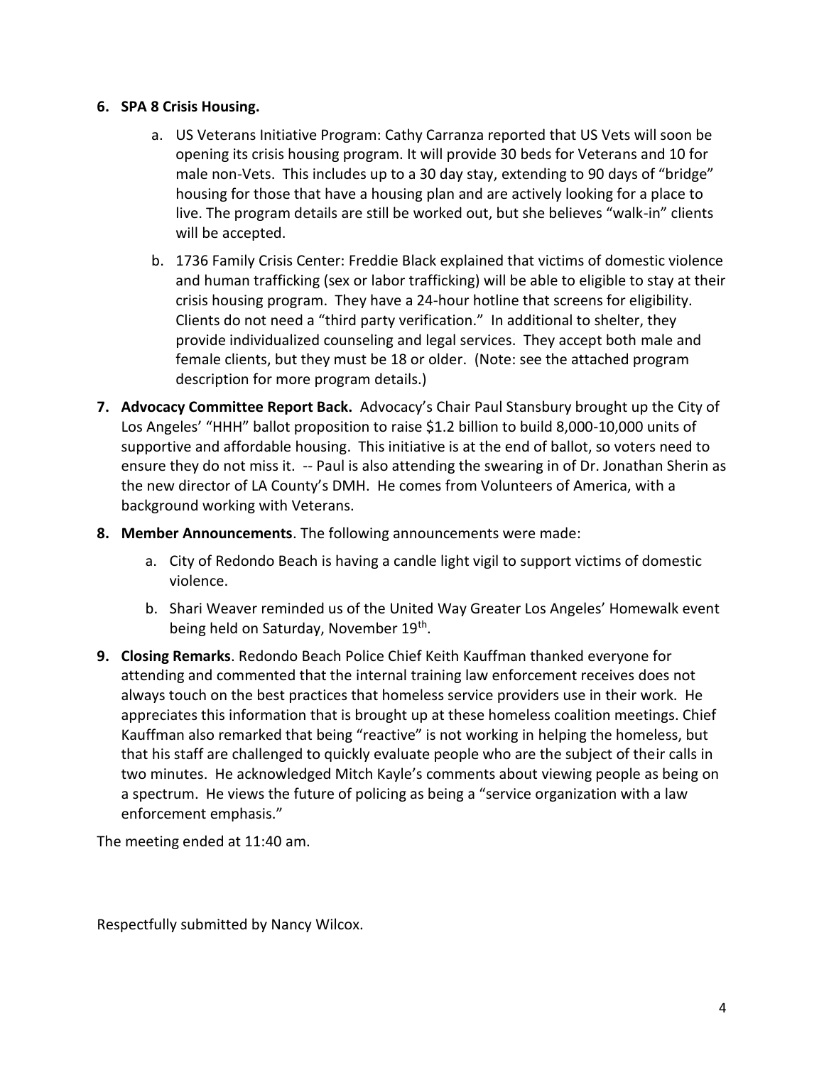6. **SPA 8 Crisis Housing.**
   a. US Veterans Initiative Program: Cathy Carranza reported that US Vets will soon be opening its crisis housing program. It will provide 30 beds for Veterans and 10 for male non-Vets. This includes up to a 30 day stay, extending to 90 days of "bridge" housing for those that have a housing plan and are actively looking for a place to live. The program details are still be worked out, but she believes "walk-in" clients will be accepted.
   b. 1736 Family Crisis Center: Freddie Black explained that victims of domestic violence and human trafficking (sex or labor trafficking) will be able to eligible to stay at their crisis housing program. They have a 24-hour hotline that screens for eligibility. Clients do not need a "third party verification." In additional to shelter, they provide individualized counseling and legal services. They accept both male and female clients, but they must be 18 or older. (Note: see the attached program description for more program details.)
7. **Advocacy Committee Report Back.** Advocacy's Chair Paul Stansbury brought up the City of Los Angeles' "HHH" ballot proposition to raise $1.2 billion to build 8,000-10,000 units of supportive and affordable housing. This initiative is at the end of ballot, so voters need to ensure they do not miss it. -- Paul is also attending the swearing in of Dr. Jonathan Sherin as the new director of LA County's DMH. He comes from Volunteers of America, with a background working with Veterans.
8. **Member Announcements**. The following announcements were made:
   a. City of Redondo Beach is having a candle light vigil to support victims of domestic violence.
   b. Shari Weaver reminded us of the United Way Greater Los Angeles' Homewalk event being held on Saturday, November 19th.
9. **Closing Remarks**. Redondo Beach Police Chief Keith Kauffman thanked everyone for attending and commented that the internal training law enforcement receives does not always touch on the best practices that homeless service providers use in their work. He appreciates this information that is brought up at these homeless coalition meetings. Chief Kauffman also remarked that being "reactive" is not working in helping the homeless, but that his staff are challenged to quickly evaluate people who are the subject of their calls in two minutes. He acknowledged Mitch Kayle's comments about viewing people as being on a spectrum. He views the future of policing as being a "service organization with a law enforcement emphasis."

The meeting ended at 11:40 am.

Respectfully submitted by Nancy Wilcox.